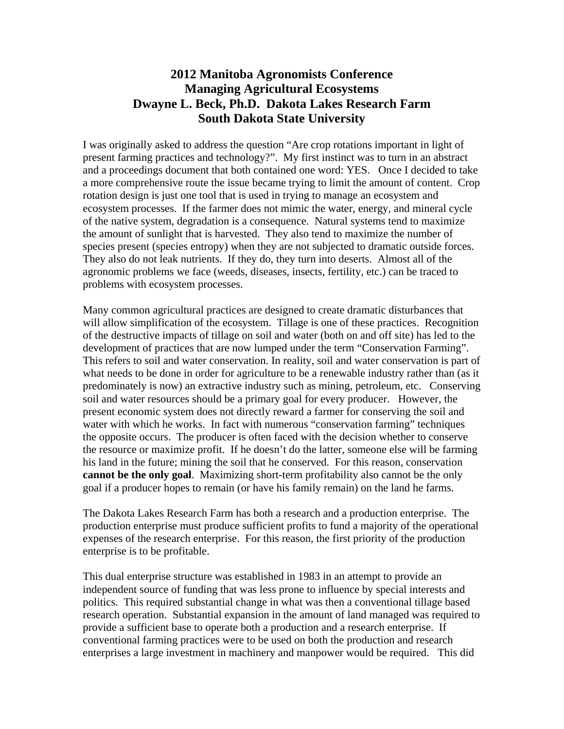# 2012 Manitoba Agronomists Conference
# Managing Agricultural Ecosystems
# Dwayne L. Beck, Ph.D. Dakota Lakes Research Farm
# South Dakota State University

I was originally asked to address the question "Are crop rotations important in light of present farming practices and technology?". My first instinct was to turn in an abstract and a proceedings document that both contained one word: YES. Once I decided to take a more comprehensive route the issue became trying to limit the amount of content. Crop rotation design is just one tool that is used in trying to manage an ecosystem and ecosystem processes. If the farmer does not mimic the water, energy, and mineral cycle of the native system, degradation is a consequence. Natural systems tend to maximize the amount of sunlight that is harvested. They also tend to maximize the number of species present (species entropy) when they are not subjected to dramatic outside forces. They also do not leak nutrients. If they do, they turn into deserts. Almost all of the agronomic problems we face (weeds, diseases, insects, fertility, etc.) can be traced to problems with ecosystem processes.

Many common agricultural practices are designed to create dramatic disturbances that will allow simplification of the ecosystem. Tillage is one of these practices. Recognition of the destructive impacts of tillage on soil and water (both on and off site) has led to the development of practices that are now lumped under the term "Conservation Farming". This refers to soil and water conservation. In reality, soil and water conservation is part of what needs to be done in order for agriculture to be a renewable industry rather than (as it predominately is now) an extractive industry such as mining, petroleum, etc. Conserving soil and water resources should be a primary goal for every producer. However, the present economic system does not directly reward a farmer for conserving the soil and water with which he works. In fact with numerous "conservation farming" techniques the opposite occurs. The producer is often faced with the decision whether to conserve the resource or maximize profit. If he doesn't do the latter, someone else will be farming his land in the future; mining the soil that he conserved. For this reason, conservation **cannot be the only goal**. Maximizing short-term profitability also cannot be the only goal if a producer hopes to remain (or have his family remain) on the land he farms.

The Dakota Lakes Research Farm has both a research and a production enterprise. The production enterprise must produce sufficient profits to fund a majority of the operational expenses of the research enterprise. For this reason, the first priority of the production enterprise is to be profitable.

This dual enterprise structure was established in 1983 in an attempt to provide an independent source of funding that was less prone to influence by special interests and politics. This required substantial change in what was then a conventional tillage based research operation. Substantial expansion in the amount of land managed was required to provide a sufficient base to operate both a production and a research enterprise. If conventional farming practices were to be used on both the production and research enterprises a large investment in machinery and manpower would be required. This did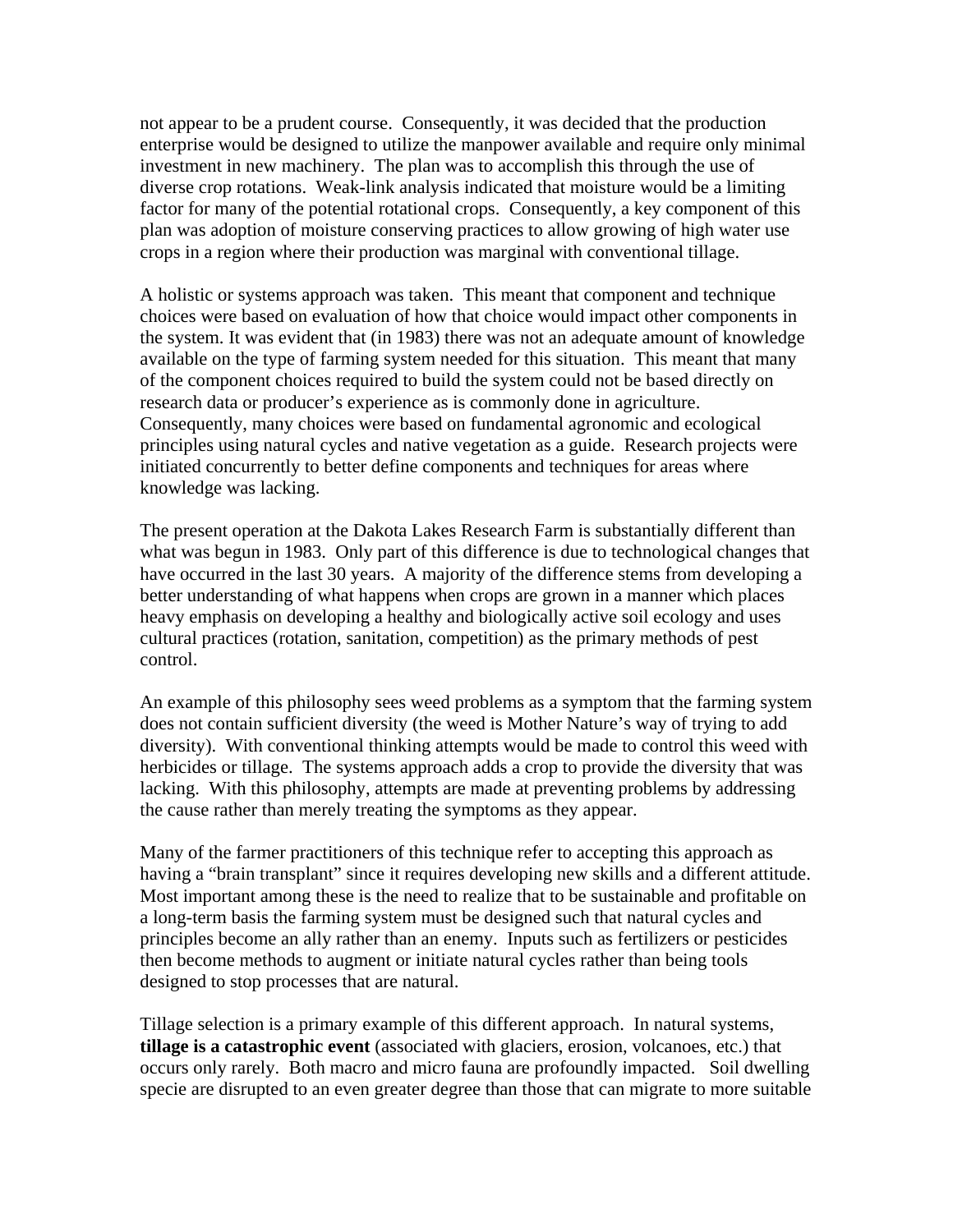not appear to be a prudent course. Consequently, it was decided that the production enterprise would be designed to utilize the manpower available and require only minimal investment in new machinery. The plan was to accomplish this through the use of diverse crop rotations. Weak-link analysis indicated that moisture would be a limiting factor for many of the potential rotational crops. Consequently, a key component of this plan was adoption of moisture conserving practices to allow growing of high water use crops in a region where their production was marginal with conventional tillage.

A holistic or systems approach was taken. This meant that component and technique choices were based on evaluation of how that choice would impact other components in the system. It was evident that (in 1983) there was not an adequate amount of knowledge available on the type of farming system needed for this situation. This meant that many of the component choices required to build the system could not be based directly on research data or producer's experience as is commonly done in agriculture. Consequently, many choices were based on fundamental agronomic and ecological principles using natural cycles and native vegetation as a guide. Research projects were initiated concurrently to better define components and techniques for areas where knowledge was lacking.

The present operation at the Dakota Lakes Research Farm is substantially different than what was begun in 1983. Only part of this difference is due to technological changes that have occurred in the last 30 years. A majority of the difference stems from developing a better understanding of what happens when crops are grown in a manner which places heavy emphasis on developing a healthy and biologically active soil ecology and uses cultural practices (rotation, sanitation, competition) as the primary methods of pest control.

An example of this philosophy sees weed problems as a symptom that the farming system does not contain sufficient diversity (the weed is Mother Nature's way of trying to add diversity). With conventional thinking attempts would be made to control this weed with herbicides or tillage. The systems approach adds a crop to provide the diversity that was lacking. With this philosophy, attempts are made at preventing problems by addressing the cause rather than merely treating the symptoms as they appear.

Many of the farmer practitioners of this technique refer to accepting this approach as having a "brain transplant" since it requires developing new skills and a different attitude. Most important among these is the need to realize that to be sustainable and profitable on a long-term basis the farming system must be designed such that natural cycles and principles become an ally rather than an enemy. Inputs such as fertilizers or pesticides then become methods to augment or initiate natural cycles rather than being tools designed to stop processes that are natural.

Tillage selection is a primary example of this different approach. In natural systems, **tillage is a catastrophic event** (associated with glaciers, erosion, volcanoes, etc.) that occurs only rarely. Both macro and micro fauna are profoundly impacted. Soil dwelling specie are disrupted to an even greater degree than those that can migrate to more suitable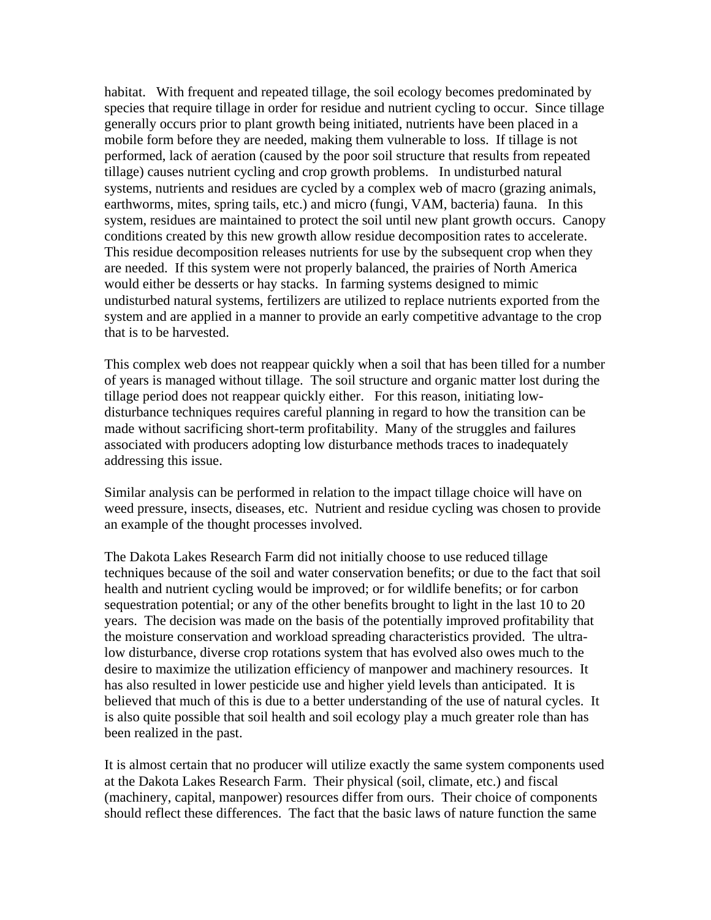habitat. With frequent and repeated tillage, the soil ecology becomes predominated by species that require tillage in order for residue and nutrient cycling to occur. Since tillage generally occurs prior to plant growth being initiated, nutrients have been placed in a mobile form before they are needed, making them vulnerable to loss. If tillage is not performed, lack of aeration (caused by the poor soil structure that results from repeated tillage) causes nutrient cycling and crop growth problems. In undisturbed natural systems, nutrients and residues are cycled by a complex web of macro (grazing animals, earthworms, mites, spring tails, etc.) and micro (fungi, VAM, bacteria) fauna. In this system, residues are maintained to protect the soil until new plant growth occurs. Canopy conditions created by this new growth allow residue decomposition rates to accelerate. This residue decomposition releases nutrients for use by the subsequent crop when they are needed. If this system were not properly balanced, the prairies of North America would either be desserts or hay stacks. In farming systems designed to mimic undisturbed natural systems, fertilizers are utilized to replace nutrients exported from the system and are applied in a manner to provide an early competitive advantage to the crop that is to be harvested.

This complex web does not reappear quickly when a soil that has been tilled for a number of years is managed without tillage. The soil structure and organic matter lost during the tillage period does not reappear quickly either. For this reason, initiating low-disturbance techniques requires careful planning in regard to how the transition can be made without sacrificing short-term profitability. Many of the struggles and failures associated with producers adopting low disturbance methods traces to inadequately addressing this issue.

Similar analysis can be performed in relation to the impact tillage choice will have on weed pressure, insects, diseases, etc. Nutrient and residue cycling was chosen to provide an example of the thought processes involved.

The Dakota Lakes Research Farm did not initially choose to use reduced tillage techniques because of the soil and water conservation benefits; or due to the fact that soil health and nutrient cycling would be improved; or for wildlife benefits; or for carbon sequestration potential; or any of the other benefits brought to light in the last 10 to 20 years. The decision was made on the basis of the potentially improved profitability that the moisture conservation and workload spreading characteristics provided. The ultra-low disturbance, diverse crop rotations system that has evolved also owes much to the desire to maximize the utilization efficiency of manpower and machinery resources. It has also resulted in lower pesticide use and higher yield levels than anticipated. It is believed that much of this is due to a better understanding of the use of natural cycles. It is also quite possible that soil health and soil ecology play a much greater role than has been realized in the past.

It is almost certain that no producer will utilize exactly the same system components used at the Dakota Lakes Research Farm. Their physical (soil, climate, etc.) and fiscal (machinery, capital, manpower) resources differ from ours. Their choice of components should reflect these differences. The fact that the basic laws of nature function the same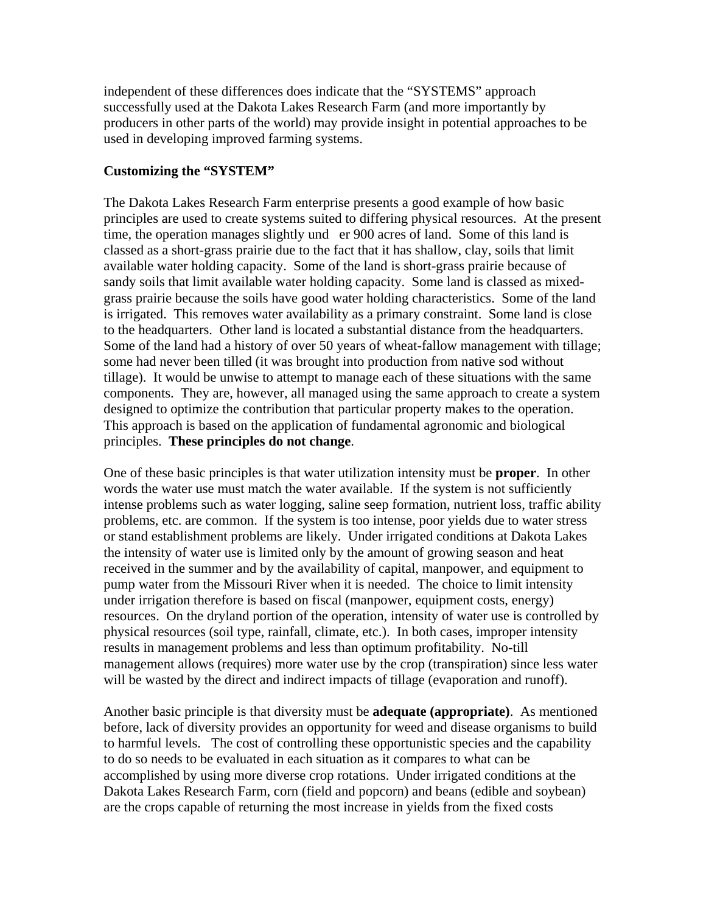independent of these differences does indicate that the "SYSTEMS" approach successfully used at the Dakota Lakes Research Farm (and more importantly by producers in other parts of the world) may provide insight in potential approaches to be used in developing improved farming systems.

**Customizing the "SYSTEM"**

The Dakota Lakes Research Farm enterprise presents a good example of how basic principles are used to create systems suited to differing physical resources. At the present time, the operation manages slightly und er 900 acres of land. Some of this land is classed as a short-grass prairie due to the fact that it has shallow, clay, soils that limit available water holding capacity. Some of the land is short-grass prairie because of sandy soils that limit available water holding capacity. Some land is classed as mixed-grass prairie because the soils have good water holding characteristics. Some of the land is irrigated. This removes water availability as a primary constraint. Some land is close to the headquarters. Other land is located a substantial distance from the headquarters. Some of the land had a history of over 50 years of wheat-fallow management with tillage; some had never been tilled (it was brought into production from native sod without tillage). It would be unwise to attempt to manage each of these situations with the same components. They are, however, all managed using the same approach to create a system designed to optimize the contribution that particular property makes to the operation. This approach is based on the application of fundamental agronomic and biological principles. **These principles do not change**.

One of these basic principles is that water utilization intensity must be **proper**. In other words the water use must match the water available. If the system is not sufficiently intense problems such as water logging, saline seep formation, nutrient loss, traffic ability problems, etc. are common. If the system is too intense, poor yields due to water stress or stand establishment problems are likely. Under irrigated conditions at Dakota Lakes the intensity of water use is limited only by the amount of growing season and heat received in the summer and by the availability of capital, manpower, and equipment to pump water from the Missouri River when it is needed. The choice to limit intensity under irrigation therefore is based on fiscal (manpower, equipment costs, energy) resources. On the dryland portion of the operation, intensity of water use is controlled by physical resources (soil type, rainfall, climate, etc.). In both cases, improper intensity results in management problems and less than optimum profitability. No-till management allows (requires) more water use by the crop (transpiration) since less water will be wasted by the direct and indirect impacts of tillage (evaporation and runoff).

Another basic principle is that diversity must be **adequate (appropriate)**. As mentioned before, lack of diversity provides an opportunity for weed and disease organisms to build to harmful levels. The cost of controlling these opportunistic species and the capability to do so needs to be evaluated in each situation as it compares to what can be accomplished by using more diverse crop rotations. Under irrigated conditions at the Dakota Lakes Research Farm, corn (field and popcorn) and beans (edible and soybean) are the crops capable of returning the most increase in yields from the fixed costs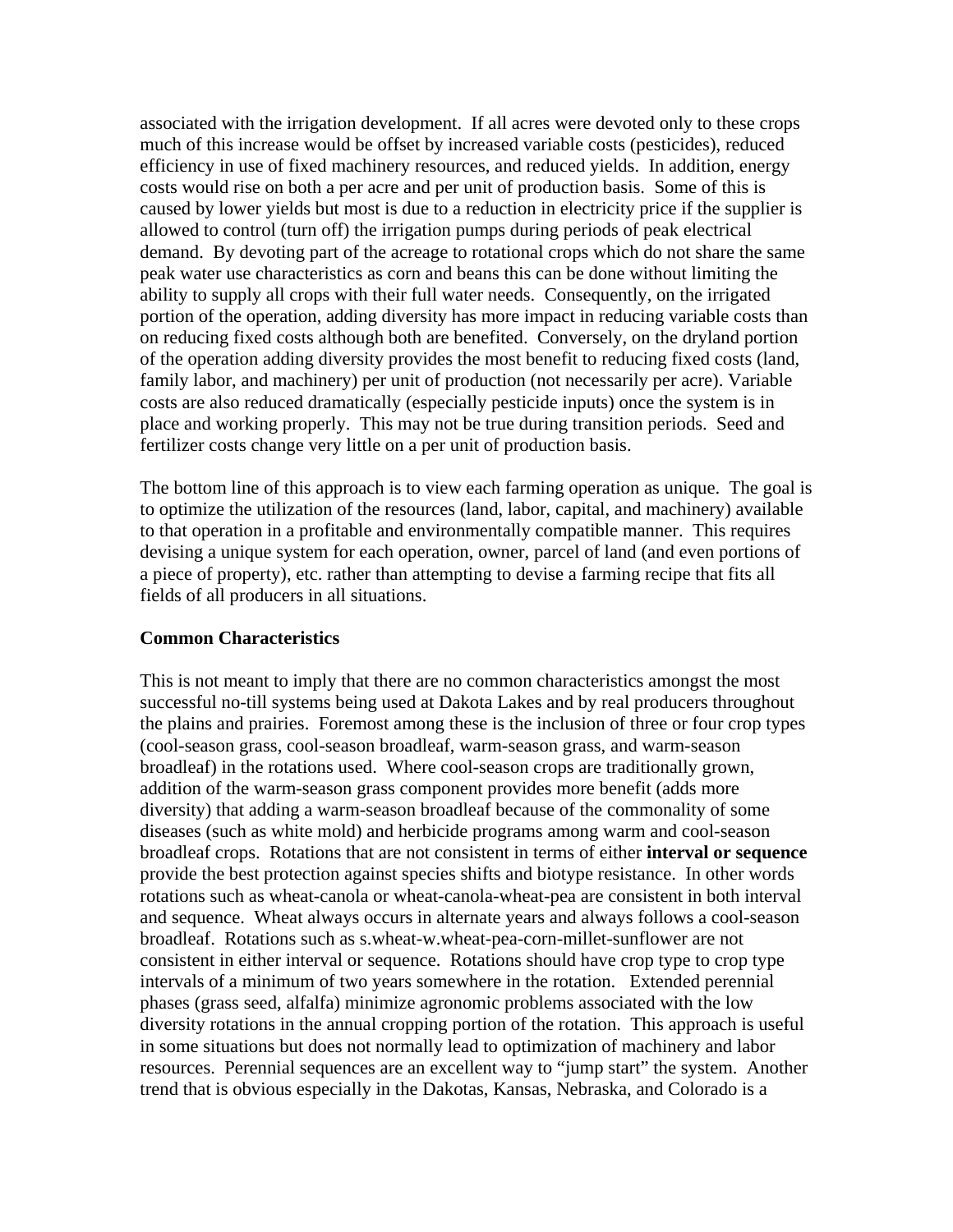associated with the irrigation development. If all acres were devoted only to these crops much of this increase would be offset by increased variable costs (pesticides), reduced efficiency in use of fixed machinery resources, and reduced yields. In addition, energy costs would rise on both a per acre and per unit of production basis. Some of this is caused by lower yields but most is due to a reduction in electricity price if the supplier is allowed to control (turn off) the irrigation pumps during periods of peak electrical demand. By devoting part of the acreage to rotational crops which do not share the same peak water use characteristics as corn and beans this can be done without limiting the ability to supply all crops with their full water needs. Consequently, on the irrigated portion of the operation, adding diversity has more impact in reducing variable costs than on reducing fixed costs although both are benefited. Conversely, on the dryland portion of the operation adding diversity provides the most benefit to reducing fixed costs (land, family labor, and machinery) per unit of production (not necessarily per acre). Variable costs are also reduced dramatically (especially pesticide inputs) once the system is in place and working properly. This may not be true during transition periods. Seed and fertilizer costs change very little on a per unit of production basis.

The bottom line of this approach is to view each farming operation as unique. The goal is to optimize the utilization of the resources (land, labor, capital, and machinery) available to that operation in a profitable and environmentally compatible manner. This requires devising a unique system for each operation, owner, parcel of land (and even portions of a piece of property), etc. rather than attempting to devise a farming recipe that fits all fields of all producers in all situations.

**Common Characteristics**

This is not meant to imply that there are no common characteristics amongst the most successful no-till systems being used at Dakota Lakes and by real producers throughout the plains and prairies. Foremost among these is the inclusion of three or four crop types (cool-season grass, cool-season broadleaf, warm-season grass, and warm-season broadleaf) in the rotations used. Where cool-season crops are traditionally grown, addition of the warm-season grass component provides more benefit (adds more diversity) that adding a warm-season broadleaf because of the commonality of some diseases (such as white mold) and herbicide programs among warm and cool-season broadleaf crops. Rotations that are not consistent in terms of either **interval or sequence** provide the best protection against species shifts and biotype resistance. In other words rotations such as wheat-canola or wheat-canola-wheat-pea are consistent in both interval and sequence. Wheat always occurs in alternate years and always follows a cool-season broadleaf. Rotations such as s.wheat-w.wheat-pea-corn-millet-sunflower are not consistent in either interval or sequence. Rotations should have crop type to crop type intervals of a minimum of two years somewhere in the rotation. Extended perennial phases (grass seed, alfalfa) minimize agronomic problems associated with the low diversity rotations in the annual cropping portion of the rotation. This approach is useful in some situations but does not normally lead to optimization of machinery and labor resources. Perennial sequences are an excellent way to "jump start" the system. Another trend that is obvious especially in the Dakotas, Kansas, Nebraska, and Colorado is a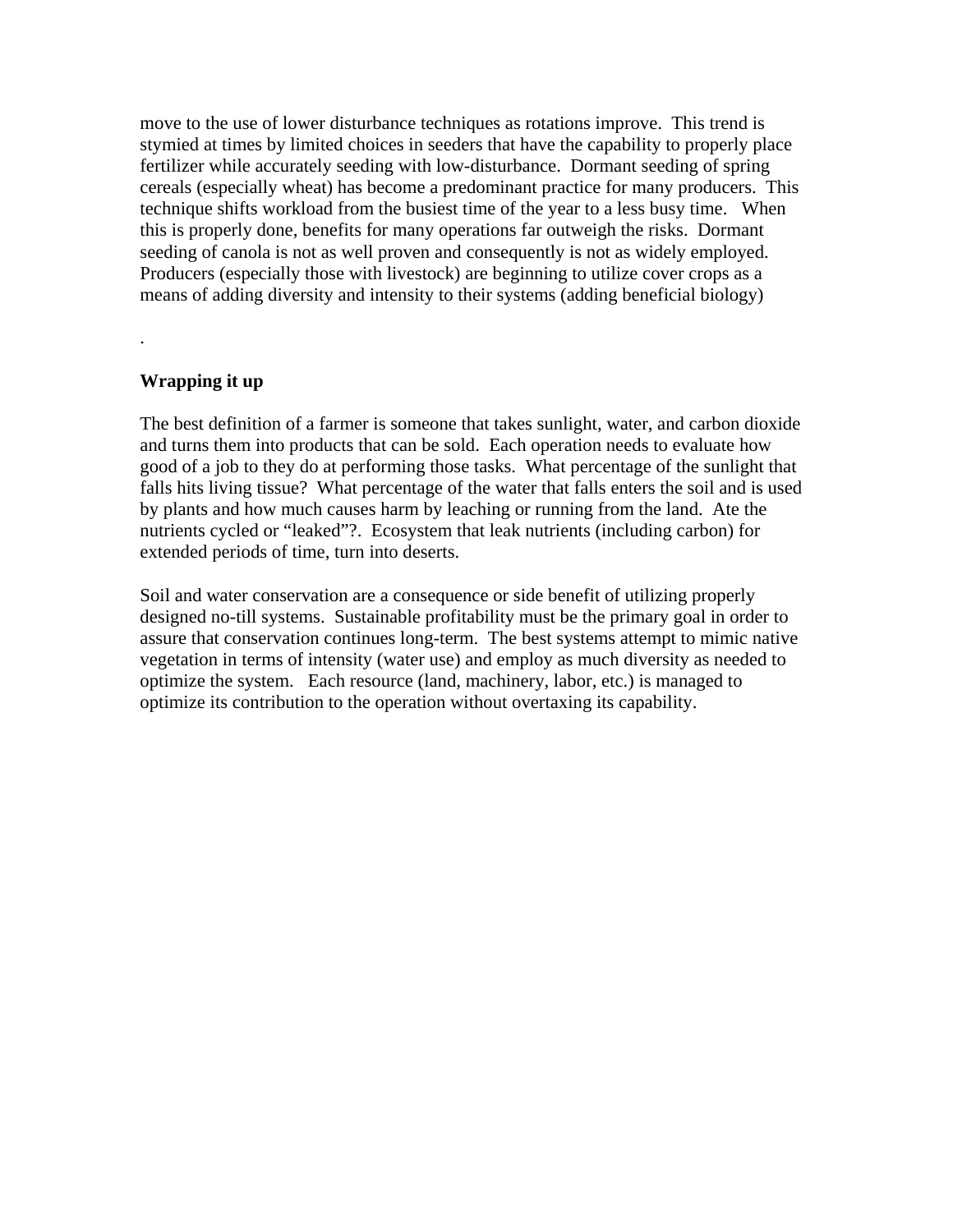move to the use of lower disturbance techniques as rotations improve. This trend is stymied at times by limited choices in seeders that have the capability to properly place fertilizer while accurately seeding with low-disturbance. Dormant seeding of spring cereals (especially wheat) has become a predominant practice for many producers. This technique shifts workload from the busiest time of the year to a less busy time. When this is properly done, benefits for many operations far outweigh the risks. Dormant seeding of canola is not as well proven and consequently is not as widely employed. Producers (especially those with livestock) are beginning to utilize cover crops as a means of adding diversity and intensity to their systems (adding beneficial biology)

.

**Wrapping it up**

The best definition of a farmer is someone that takes sunlight, water, and carbon dioxide and turns them into products that can be sold. Each operation needs to evaluate how good of a job to they do at performing those tasks. What percentage of the sunlight that falls hits living tissue? What percentage of the water that falls enters the soil and is used by plants and how much causes harm by leaching or running from the land. Ate the nutrients cycled or "leaked"?. Ecosystem that leak nutrients (including carbon) for extended periods of time, turn into deserts.

Soil and water conservation are a consequence or side benefit of utilizing properly designed no-till systems. Sustainable profitability must be the primary goal in order to assure that conservation continues long-term. The best systems attempt to mimic native vegetation in terms of intensity (water use) and employ as much diversity as needed to optimize the system. Each resource (land, machinery, labor, etc.) is managed to optimize its contribution to the operation without overtaxing its capability.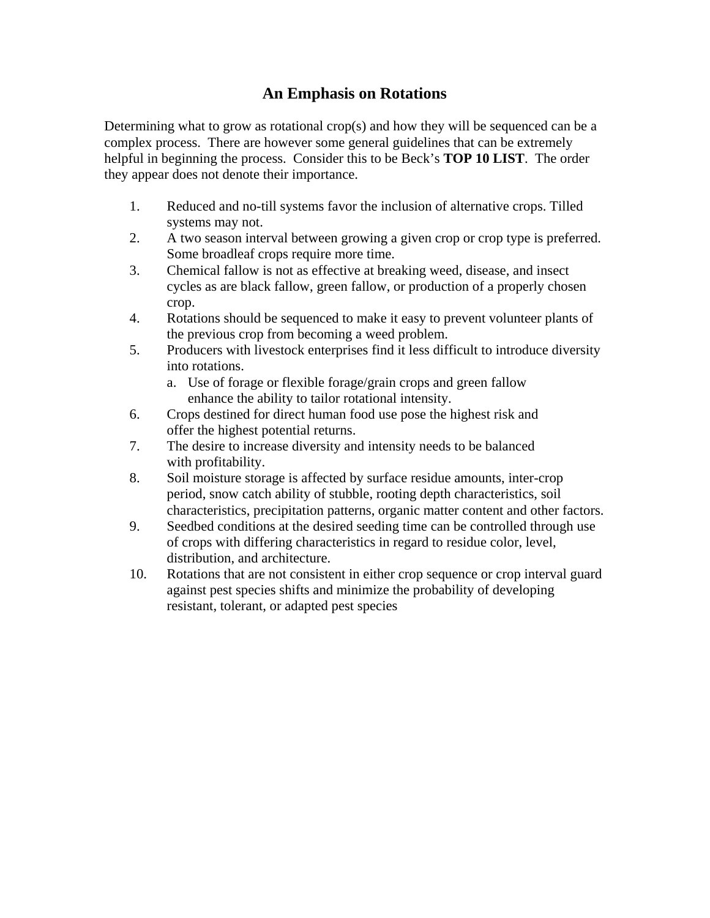# An Emphasis on Rotations

Determining what to grow as rotational crop(s) and how they will be sequenced can be a complex process. There are however some general guidelines that can be extremely helpful in beginning the process. Consider this to be Beck's **TOP 10 LIST**. The order they appear does not denote their importance.

1. Reduced and no-till systems favor the inclusion of alternative crops. Tilled systems may not.
2. A two season interval between growing a given crop or crop type is preferred. Some broadleaf crops require more time.
3. Chemical fallow is not as effective at breaking weed, disease, and insect cycles as are black fallow, green fallow, or production of a properly chosen crop.
4. Rotations should be sequenced to make it easy to prevent volunteer plants of the previous crop from becoming a weed problem.
5. Producers with livestock enterprises find it less difficult to introduce diversity into rotations.
   a. Use of forage or flexible forage/grain crops and green fallow enhance the ability to tailor rotational intensity.
6. Crops destined for direct human food use pose the highest risk and offer the highest potential returns.
7. The desire to increase diversity and intensity needs to be balanced with profitability.
8. Soil moisture storage is affected by surface residue amounts, inter-crop period, snow catch ability of stubble, rooting depth characteristics, soil characteristics, precipitation patterns, organic matter content and other factors.
9. Seedbed conditions at the desired seeding time can be controlled through use of crops with differing characteristics in regard to residue color, level, distribution, and architecture.
10. Rotations that are not consistent in either crop sequence or crop interval guard against pest species shifts and minimize the probability of developing resistant, tolerant, or adapted pest species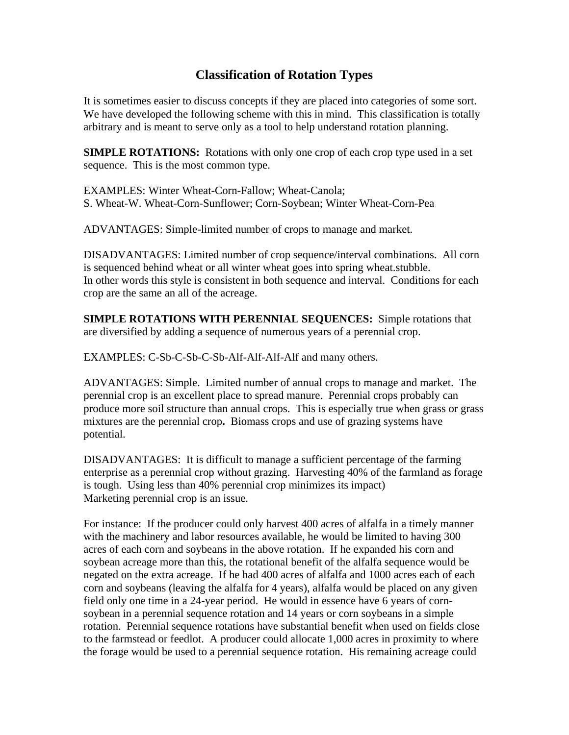# Classification of Rotation Types

It is sometimes easier to discuss concepts if they are placed into categories of some sort. We have developed the following scheme with this in mind. This classification is totally arbitrary and is meant to serve only as a tool to help understand rotation planning.

**SIMPLE ROTATIONS:** Rotations with only one crop of each crop type used in a set sequence. This is the most common type.

EXAMPLES: Winter Wheat-Corn-Fallow; Wheat-Canola;
S. Wheat-W. Wheat-Corn-Sunflower; Corn-Soybean; Winter Wheat-Corn-Pea

ADVANTAGES: Simple-limited number of crops to manage and market.

DISADVANTAGES: Limited number of crop sequence/interval combinations. All corn is sequenced behind wheat or all winter wheat goes into spring wheat.stubble.
In other words this style is consistent in both sequence and interval. Conditions for each crop are the same an all of the acreage.

**SIMPLE ROTATIONS WITH PERENNIAL SEQUENCES:** Simple rotations that are diversified by adding a sequence of numerous years of a perennial crop.

EXAMPLES: C-Sb-C-Sb-C-Sb-Alf-Alf-Alf-Alf and many others.

ADVANTAGES: Simple. Limited number of annual crops to manage and market. The perennial crop is an excellent place to spread manure. Perennial crops probably can produce more soil structure than annual crops. This is especially true when grass or grass mixtures are the perennial crop**.** Biomass crops and use of grazing systems have potential.

DISADVANTAGES: It is difficult to manage a sufficient percentage of the farming enterprise as a perennial crop without grazing. Harvesting 40% of the farmland as forage is tough. Using less than 40% perennial crop minimizes its impact)
Marketing perennial crop is an issue.

For instance: If the producer could only harvest 400 acres of alfalfa in a timely manner with the machinery and labor resources available, he would be limited to having 300 acres of each corn and soybeans in the above rotation. If he expanded his corn and soybean acreage more than this, the rotational benefit of the alfalfa sequence would be negated on the extra acreage. If he had 400 acres of alfalfa and 1000 acres each of each corn and soybeans (leaving the alfalfa for 4 years), alfalfa would be placed on any given field only one time in a 24-year period. He would in essence have 6 years of corn-soybean in a perennial sequence rotation and 14 years or corn soybeans in a simple rotation. Perennial sequence rotations have substantial benefit when used on fields close to the farmstead or feedlot. A producer could allocate 1,000 acres in proximity to where the forage would be used to a perennial sequence rotation. His remaining acreage could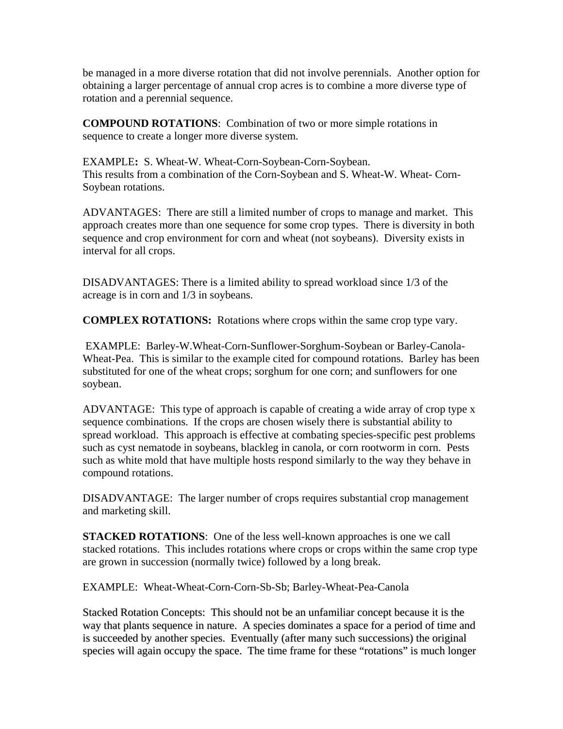be managed in a more diverse rotation that did not involve perennials. Another option for obtaining a larger percentage of annual crop acres is to combine a more diverse type of rotation and a perennial sequence.

**COMPOUND ROTATIONS**: Combination of two or more simple rotations in sequence to create a longer more diverse system.

EXAMPLE**:** S. Wheat-W. Wheat-Corn-Soybean-Corn-Soybean.
This results from a combination of the Corn-Soybean and S. Wheat-W. Wheat- Corn-Soybean rotations.

ADVANTAGES: There are still a limited number of crops to manage and market. This approach creates more than one sequence for some crop types. There is diversity in both sequence and crop environment for corn and wheat (not soybeans). Diversity exists in interval for all crops.

DISADVANTAGES: There is a limited ability to spread workload since 1/3 of the acreage is in corn and 1/3 in soybeans.

**COMPLEX ROTATIONS:** Rotations where crops within the same crop type vary.

EXAMPLE: Barley-W.Wheat-Corn-Sunflower-Sorghum-Soybean or Barley-Canola-Wheat-Pea. This is similar to the example cited for compound rotations. Barley has been substituted for one of the wheat crops; sorghum for one corn; and sunflowers for one soybean.

ADVANTAGE: This type of approach is capable of creating a wide array of crop type x sequence combinations. If the crops are chosen wisely there is substantial ability to spread workload. This approach is effective at combating species-specific pest problems such as cyst nematode in soybeans, blackleg in canola, or corn rootworm in corn. Pests such as white mold that have multiple hosts respond similarly to the way they behave in compound rotations.

DISADVANTAGE: The larger number of crops requires substantial crop management and marketing skill.

**STACKED ROTATIONS**: One of the less well-known approaches is one we call stacked rotations. This includes rotations where crops or crops within the same crop type are grown in succession (normally twice) followed by a long break.

EXAMPLE: Wheat-Wheat-Corn-Corn-Sb-Sb; Barley-Wheat-Pea-Canola

Stacked Rotation Concepts: This should not be an unfamiliar concept because it is the way that plants sequence in nature. A species dominates a space for a period of time and is succeeded by another species. Eventually (after many such successions) the original species will again occupy the space. The time frame for these "rotations" is much longer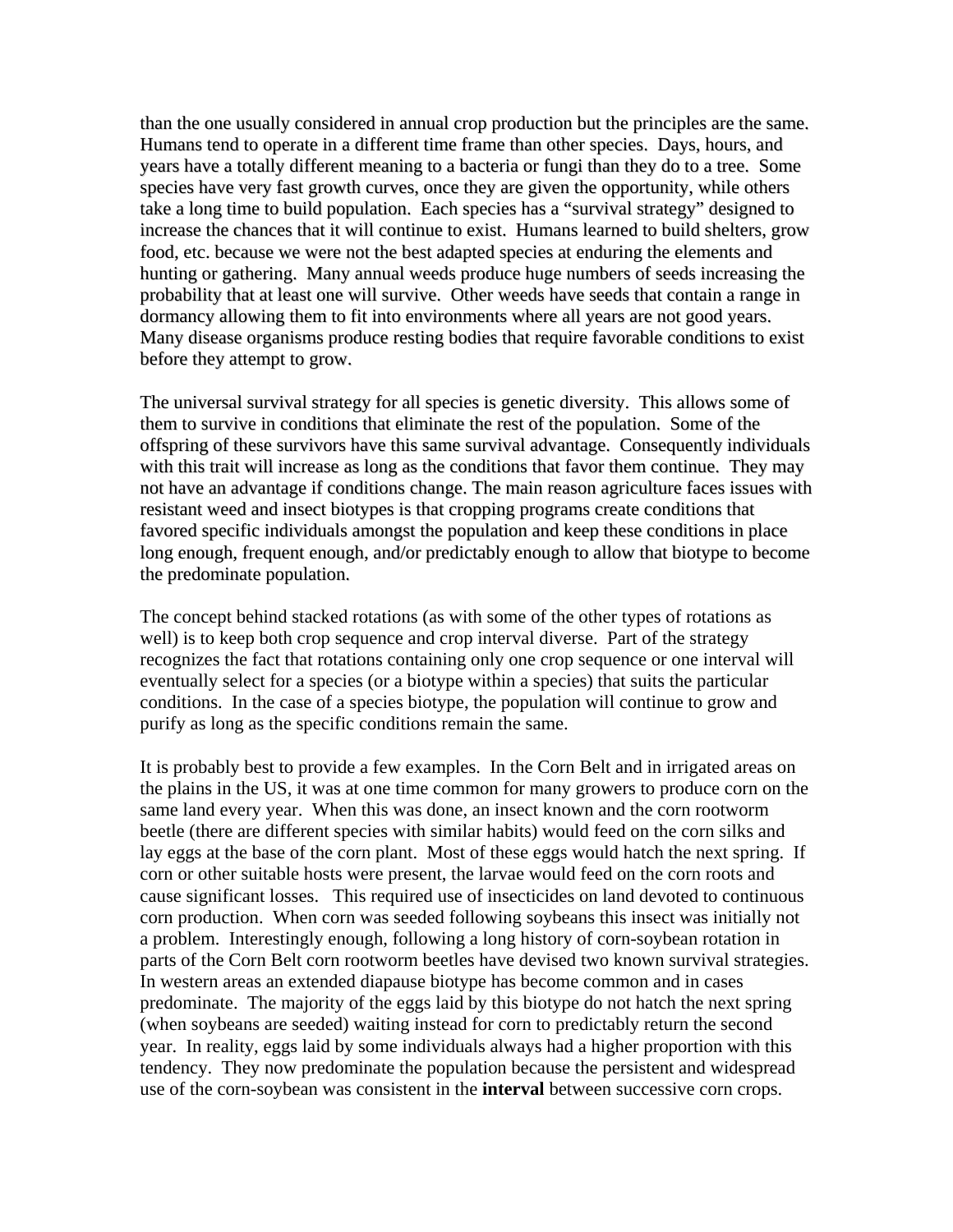than the one usually considered in annual crop production but the principles are the same. Humans tend to operate in a different time frame than other species. Days, hours, and years have a totally different meaning to a bacteria or fungi than they do to a tree. Some species have very fast growth curves, once they are given the opportunity, while others take a long time to build population. Each species has a "survival strategy" designed to increase the chances that it will continue to exist. Humans learned to build shelters, grow food, etc. because we were not the best adapted species at enduring the elements and hunting or gathering. Many annual weeds produce huge numbers of seeds increasing the probability that at least one will survive. Other weeds have seeds that contain a range in dormancy allowing them to fit into environments where all years are not good years. Many disease organisms produce resting bodies that require favorable conditions to exist before they attempt to grow.

The universal survival strategy for all species is genetic diversity. This allows some of them to survive in conditions that eliminate the rest of the population. Some of the offspring of these survivors have this same survival advantage. Consequently individuals with this trait will increase as long as the conditions that favor them continue. They may not have an advantage if conditions change. The main reason agriculture faces issues with resistant weed and insect biotypes is that cropping programs create conditions that favored specific individuals amongst the population and keep these conditions in place long enough, frequent enough, and/or predictably enough to allow that biotype to become the predominate population.

The concept behind stacked rotations (as with some of the other types of rotations as well) is to keep both crop sequence and crop interval diverse. Part of the strategy recognizes the fact that rotations containing only one crop sequence or one interval will eventually select for a species (or a biotype within a species) that suits the particular conditions. In the case of a species biotype, the population will continue to grow and purify as long as the specific conditions remain the same.

It is probably best to provide a few examples. In the Corn Belt and in irrigated areas on the plains in the US, it was at one time common for many growers to produce corn on the same land every year. When this was done, an insect known and the corn rootworm beetle (there are different species with similar habits) would feed on the corn silks and lay eggs at the base of the corn plant. Most of these eggs would hatch the next spring. If corn or other suitable hosts were present, the larvae would feed on the corn roots and cause significant losses. This required use of insecticides on land devoted to continuous corn production. When corn was seeded following soybeans this insect was initially not a problem. Interestingly enough, following a long history of corn-soybean rotation in parts of the Corn Belt corn rootworm beetles have devised two known survival strategies. In western areas an extended diapause biotype has become common and in cases predominate. The majority of the eggs laid by this biotype do not hatch the next spring (when soybeans are seeded) waiting instead for corn to predictably return the second year. In reality, eggs laid by some individuals always had a higher proportion with this tendency. They now predominate the population because the persistent and widespread use of the corn-soybean was consistent in the **interval** between successive corn crops.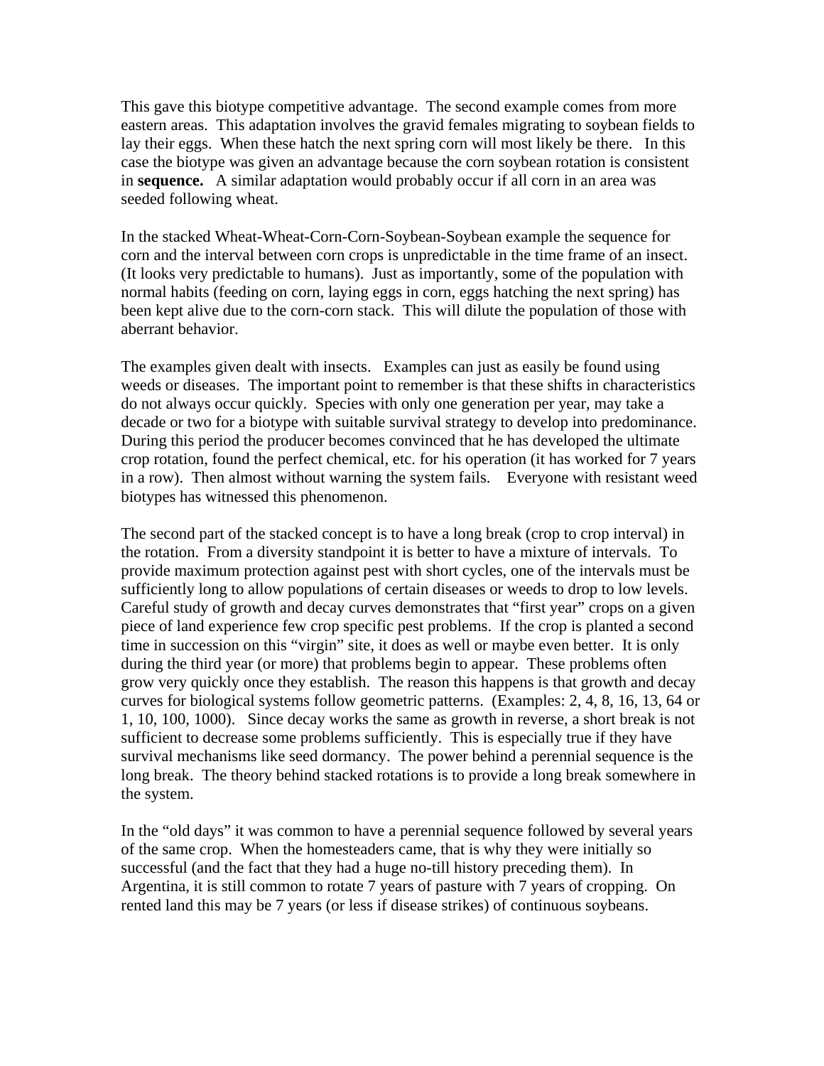This gave this biotype competitive advantage. The second example comes from more eastern areas. This adaptation involves the gravid females migrating to soybean fields to lay their eggs. When these hatch the next spring corn will most likely be there. In this case the biotype was given an advantage because the corn soybean rotation is consistent in **sequence.** A similar adaptation would probably occur if all corn in an area was seeded following wheat.

In the stacked Wheat-Wheat-Corn-Corn-Soybean-Soybean example the sequence for corn and the interval between corn crops is unpredictable in the time frame of an insect. (It looks very predictable to humans). Just as importantly, some of the population with normal habits (feeding on corn, laying eggs in corn, eggs hatching the next spring) has been kept alive due to the corn-corn stack. This will dilute the population of those with aberrant behavior.

The examples given dealt with insects. Examples can just as easily be found using weeds or diseases. The important point to remember is that these shifts in characteristics do not always occur quickly. Species with only one generation per year, may take a decade or two for a biotype with suitable survival strategy to develop into predominance. During this period the producer becomes convinced that he has developed the ultimate crop rotation, found the perfect chemical, etc. for his operation (it has worked for 7 years in a row). Then almost without warning the system fails. Everyone with resistant weed biotypes has witnessed this phenomenon.

The second part of the stacked concept is to have a long break (crop to crop interval) in the rotation. From a diversity standpoint it is better to have a mixture of intervals. To provide maximum protection against pest with short cycles, one of the intervals must be sufficiently long to allow populations of certain diseases or weeds to drop to low levels. Careful study of growth and decay curves demonstrates that "first year" crops on a given piece of land experience few crop specific pest problems. If the crop is planted a second time in succession on this "virgin" site, it does as well or maybe even better. It is only during the third year (or more) that problems begin to appear. These problems often grow very quickly once they establish. The reason this happens is that growth and decay curves for biological systems follow geometric patterns. (Examples: 2, 4, 8, 16, 13, 64 or 1, 10, 100, 1000). Since decay works the same as growth in reverse, a short break is not sufficient to decrease some problems sufficiently. This is especially true if they have survival mechanisms like seed dormancy. The power behind a perennial sequence is the long break. The theory behind stacked rotations is to provide a long break somewhere in the system.

In the "old days" it was common to have a perennial sequence followed by several years of the same crop. When the homesteaders came, that is why they were initially so successful (and the fact that they had a huge no-till history preceding them). In Argentina, it is still common to rotate 7 years of pasture with 7 years of cropping. On rented land this may be 7 years (or less if disease strikes) of continuous soybeans.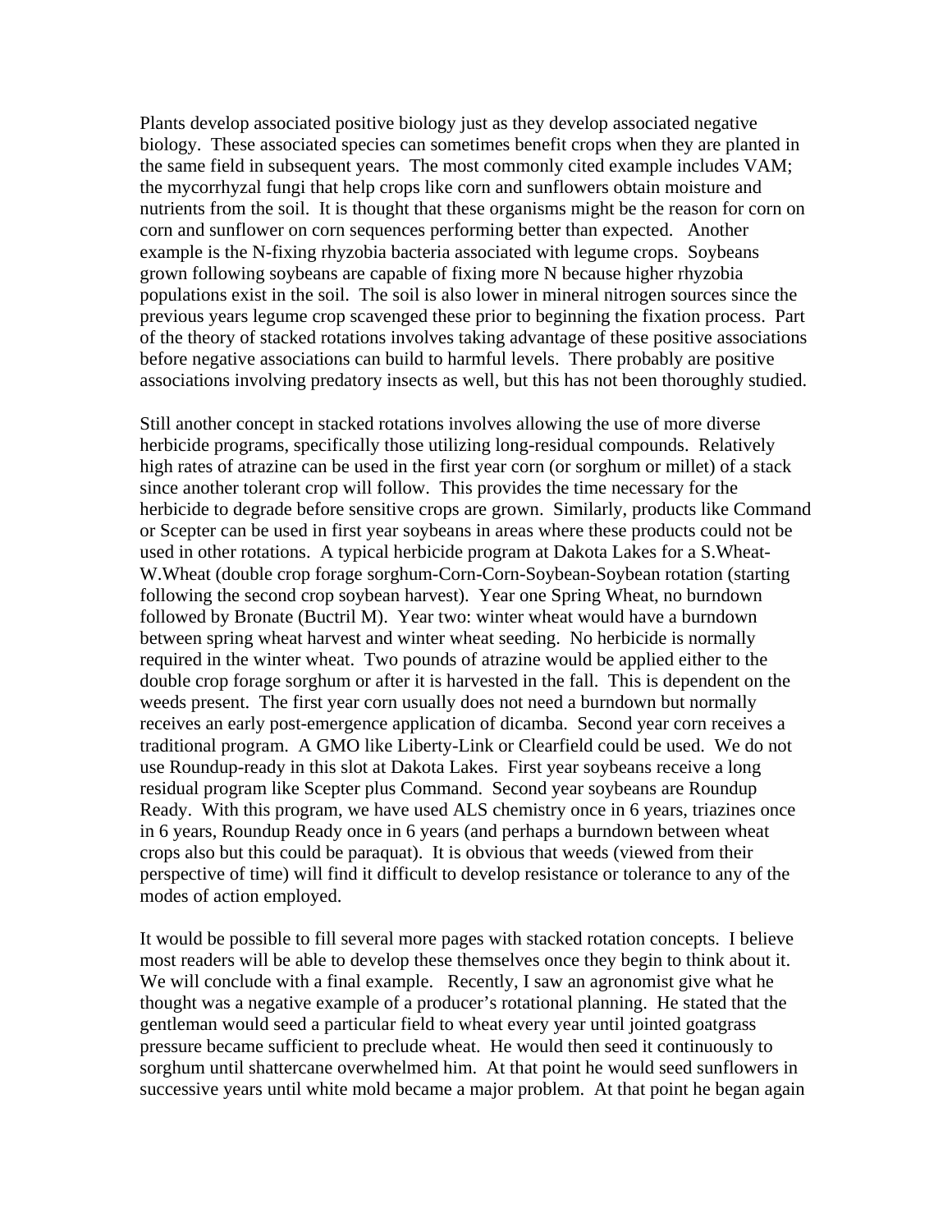Plants develop associated positive biology just as they develop associated negative biology. These associated species can sometimes benefit crops when they are planted in the same field in subsequent years. The most commonly cited example includes VAM; the mycorrhyzal fungi that help crops like corn and sunflowers obtain moisture and nutrients from the soil. It is thought that these organisms might be the reason for corn on corn and sunflower on corn sequences performing better than expected. Another example is the N-fixing rhyzobia bacteria associated with legume crops. Soybeans grown following soybeans are capable of fixing more N because higher rhyzobia populations exist in the soil. The soil is also lower in mineral nitrogen sources since the previous years legume crop scavenged these prior to beginning the fixation process. Part of the theory of stacked rotations involves taking advantage of these positive associations before negative associations can build to harmful levels. There probably are positive associations involving predatory insects as well, but this has not been thoroughly studied.

Still another concept in stacked rotations involves allowing the use of more diverse herbicide programs, specifically those utilizing long-residual compounds. Relatively high rates of atrazine can be used in the first year corn (or sorghum or millet) of a stack since another tolerant crop will follow. This provides the time necessary for the herbicide to degrade before sensitive crops are grown. Similarly, products like Command or Scepter can be used in first year soybeans in areas where these products could not be used in other rotations. A typical herbicide program at Dakota Lakes for a S.Wheat-W.Wheat (double crop forage sorghum-Corn-Corn-Soybean-Soybean rotation (starting following the second crop soybean harvest). Year one Spring Wheat, no burndown followed by Bronate (Buctril M). Year two: winter wheat would have a burndown between spring wheat harvest and winter wheat seeding. No herbicide is normally required in the winter wheat. Two pounds of atrazine would be applied either to the double crop forage sorghum or after it is harvested in the fall. This is dependent on the weeds present. The first year corn usually does not need a burndown but normally receives an early post-emergence application of dicamba. Second year corn receives a traditional program. A GMO like Liberty-Link or Clearfield could be used. We do not use Roundup-ready in this slot at Dakota Lakes. First year soybeans receive a long residual program like Scepter plus Command. Second year soybeans are Roundup Ready. With this program, we have used ALS chemistry once in 6 years, triazines once in 6 years, Roundup Ready once in 6 years (and perhaps a burndown between wheat crops also but this could be paraquat). It is obvious that weeds (viewed from their perspective of time) will find it difficult to develop resistance or tolerance to any of the modes of action employed.

It would be possible to fill several more pages with stacked rotation concepts. I believe most readers will be able to develop these themselves once they begin to think about it. We will conclude with a final example. Recently, I saw an agronomist give what he thought was a negative example of a producer's rotational planning. He stated that the gentleman would seed a particular field to wheat every year until jointed goatgrass pressure became sufficient to preclude wheat. He would then seed it continuously to sorghum until shattercane overwhelmed him. At that point he would seed sunflowers in successive years until white mold became a major problem. At that point he began again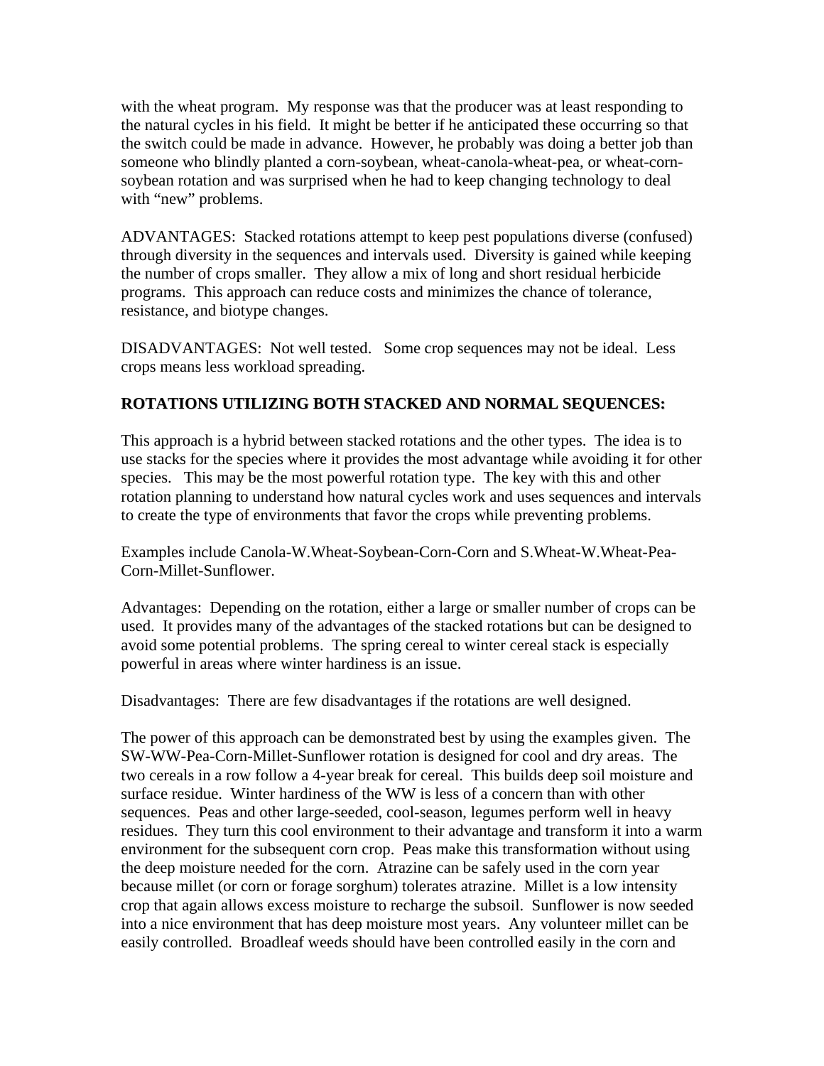with the wheat program. My response was that the producer was at least responding to the natural cycles in his field. It might be better if he anticipated these occurring so that the switch could be made in advance. However, he probably was doing a better job than someone who blindly planted a corn-soybean, wheat-canola-wheat-pea, or wheat-corn-soybean rotation and was surprised when he had to keep changing technology to deal with "new" problems.

ADVANTAGES: Stacked rotations attempt to keep pest populations diverse (confused) through diversity in the sequences and intervals used. Diversity is gained while keeping the number of crops smaller. They allow a mix of long and short residual herbicide programs. This approach can reduce costs and minimizes the chance of tolerance, resistance, and biotype changes.

DISADVANTAGES: Not well tested. Some crop sequences may not be ideal. Less crops means less workload spreading.

**ROTATIONS UTILIZING BOTH STACKED AND NORMAL SEQUENCES:**

This approach is a hybrid between stacked rotations and the other types. The idea is to use stacks for the species where it provides the most advantage while avoiding it for other species. This may be the most powerful rotation type. The key with this and other rotation planning to understand how natural cycles work and uses sequences and intervals to create the type of environments that favor the crops while preventing problems.

Examples include Canola-W.Wheat-Soybean-Corn-Corn and S.Wheat-W.Wheat-Pea-Corn-Millet-Sunflower.

Advantages: Depending on the rotation, either a large or smaller number of crops can be used. It provides many of the advantages of the stacked rotations but can be designed to avoid some potential problems. The spring cereal to winter cereal stack is especially powerful in areas where winter hardiness is an issue.

Disadvantages: There are few disadvantages if the rotations are well designed.

The power of this approach can be demonstrated best by using the examples given. The SW-WW-Pea-Corn-Millet-Sunflower rotation is designed for cool and dry areas. The two cereals in a row follow a 4-year break for cereal. This builds deep soil moisture and surface residue. Winter hardiness of the WW is less of a concern than with other sequences. Peas and other large-seeded, cool-season, legumes perform well in heavy residues. They turn this cool environment to their advantage and transform it into a warm environment for the subsequent corn crop. Peas make this transformation without using the deep moisture needed for the corn. Atrazine can be safely used in the corn year because millet (or corn or forage sorghum) tolerates atrazine. Millet is a low intensity crop that again allows excess moisture to recharge the subsoil. Sunflower is now seeded into a nice environment that has deep moisture most years. Any volunteer millet can be easily controlled. Broadleaf weeds should have been controlled easily in the corn and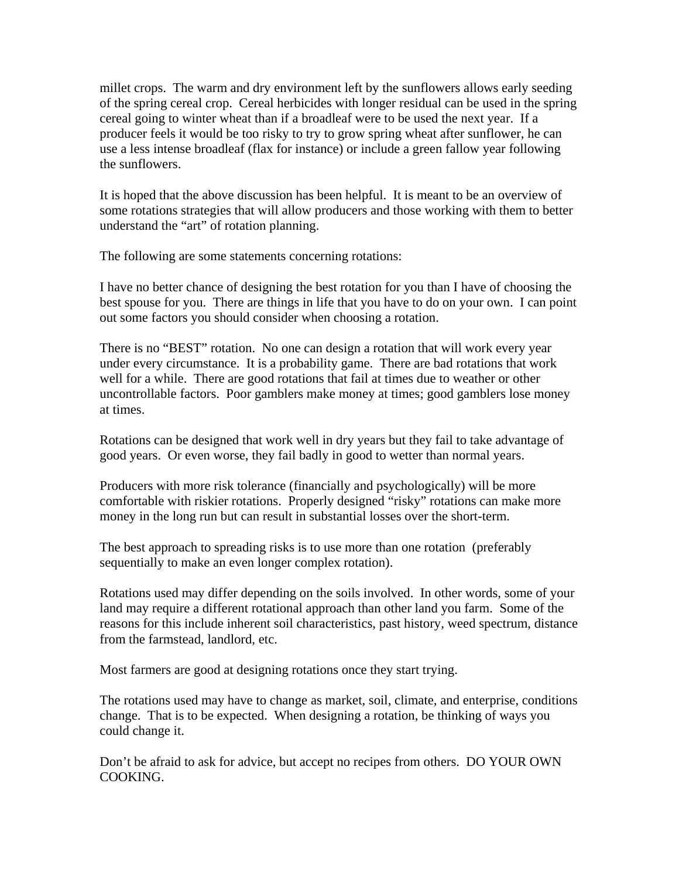millet crops. The warm and dry environment left by the sunflowers allows early seeding of the spring cereal crop. Cereal herbicides with longer residual can be used in the spring cereal going to winter wheat than if a broadleaf were to be used the next year. If a producer feels it would be too risky to try to grow spring wheat after sunflower, he can use a less intense broadleaf (flax for instance) or include a green fallow year following the sunflowers.

It is hoped that the above discussion has been helpful. It is meant to be an overview of some rotations strategies that will allow producers and those working with them to better understand the "art" of rotation planning.

The following are some statements concerning rotations:

I have no better chance of designing the best rotation for you than I have of choosing the best spouse for you. There are things in life that you have to do on your own. I can point out some factors you should consider when choosing a rotation.

There is no "BEST" rotation. No one can design a rotation that will work every year under every circumstance. It is a probability game. There are bad rotations that work well for a while. There are good rotations that fail at times due to weather or other uncontrollable factors. Poor gamblers make money at times; good gamblers lose money at times.

Rotations can be designed that work well in dry years but they fail to take advantage of good years. Or even worse, they fail badly in good to wetter than normal years.

Producers with more risk tolerance (financially and psychologically) will be more comfortable with riskier rotations. Properly designed "risky" rotations can make more money in the long run but can result in substantial losses over the short-term.

The best approach to spreading risks is to use more than one rotation (preferably sequentially to make an even longer complex rotation).

Rotations used may differ depending on the soils involved. In other words, some of your land may require a different rotational approach than other land you farm. Some of the reasons for this include inherent soil characteristics, past history, weed spectrum, distance from the farmstead, landlord, etc.

Most farmers are good at designing rotations once they start trying.

The rotations used may have to change as market, soil, climate, and enterprise, conditions change. That is to be expected. When designing a rotation, be thinking of ways you could change it.

Don't be afraid to ask for advice, but accept no recipes from others. DO YOUR OWN COOKING.